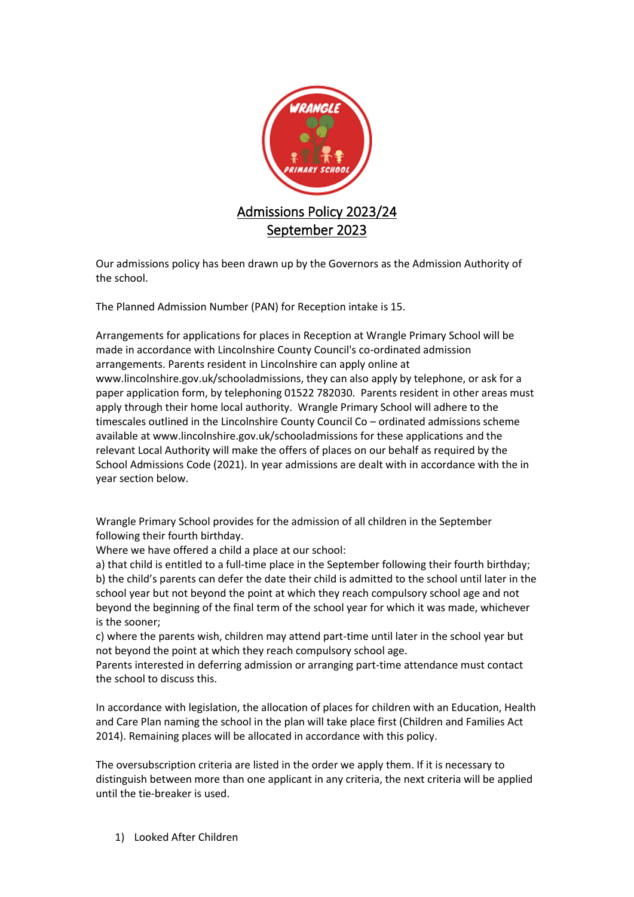# Admissions Policy 2023/24
## September 2023

Our admissions policy has been drawn up by the Governors as the Admission Authority of the school.

The Planned Admission Number (PAN) for Reception intake is 15.

Arrangements for applications for places in Reception at Wrangle Primary School will be made in accordance with Lincolnshire County Council's co-ordinated admission arrangements. Parents resident in Lincolnshire can apply online at www.lincolnshire.gov.uk/schooladmissions, they can also apply by telephone, or ask for a paper application form, by telephoning 01522 782030. Parents resident in other areas must apply through their home local authority. Wrangle Primary School will adhere to the timescales outlined in the Lincolnshire County Council Co – ordinated admissions scheme available at www.lincolnshire.gov.uk/schooladmissions for these applications and the relevant Local Authority will make the offers of places on our behalf as required by the School Admissions Code (2021). In year admissions are dealt with in accordance with the in year section below.

Wrangle Primary School provides for the admission of all children in the September following their fourth birthday.

Where we have offered a child a place at our school:

a) that child is entitled to a full-time place in the September following their fourth birthday;

b) the child's parents can defer the date their child is admitted to the school until later in the school year but not beyond the point at which they reach compulsory school age and not beyond the beginning of the final term of the school year for which it was made, whichever is the sooner;

c) where the parents wish, children may attend part-time until later in the school year but not beyond the point at which they reach compulsory school age.

Parents interested in deferring admission or arranging part-time attendance must contact the school to discuss this.

In accordance with legislation, the allocation of places for children with an Education, Health and Care Plan naming the school in the plan will take place first (Children and Families Act 2014). Remaining places will be allocated in accordance with this policy.

The oversubscription criteria are listed in the order we apply them. If it is necessary to distinguish between more than one applicant in any criteria, the next criteria will be applied until the tie-breaker is used.

1) Looked After Children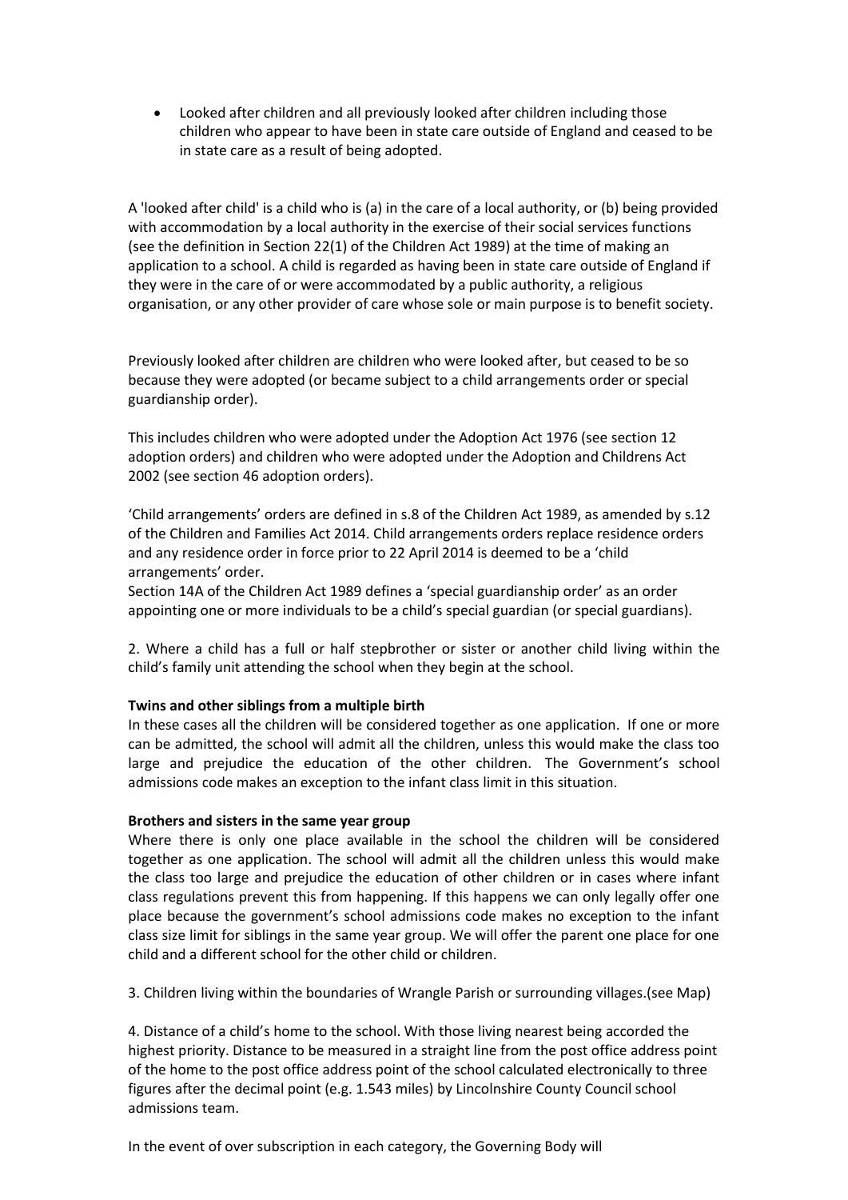- Looked after children and all previously looked after children including those children who appear to have been in state care outside of England and ceased to be in state care as a result of being adopted.

A 'looked after child' is a child who is (a) in the care of a local authority, or (b) being provided with accommodation by a local authority in the exercise of their social services functions (see the definition in Section 22(1) of the Children Act 1989) at the time of making an application to a school. A child is regarded as having been in state care outside of England if they were in the care of or were accommodated by a public authority, a religious organisation, or any other provider of care whose sole or main purpose is to benefit society.

Previously looked after children are children who were looked after, but ceased to be so because they were adopted (or became subject to a child arrangements order or special guardianship order).

This includes children who were adopted under the Adoption Act 1976 (see section 12 adoption orders) and children who were adopted under the Adoption and Childrens Act 2002 (see section 46 adoption orders).

'Child arrangements' orders are defined in s.8 of the Children Act 1989, as amended by s.12 of the Children and Families Act 2014. Child arrangements orders replace residence orders and any residence order in force prior to 22 April 2014 is deemed to be a 'child arrangements' order.
Section 14A of the Children Act 1989 defines a 'special guardianship order' as an order appointing one or more individuals to be a child's special guardian (or special guardians).

2. Where a child has a full or half stepbrother or sister or another child living within the child's family unit attending the school when they begin at the school.

**Twins and other siblings from a multiple birth**
In these cases all the children will be considered together as one application. If one or more can be admitted, the school will admit all the children, unless this would make the class too large and prejudice the education of the other children. The Government's school admissions code makes an exception to the infant class limit in this situation.

**Brothers and sisters in the same year group**
Where there is only one place available in the school the children will be considered together as one application. The school will admit all the children unless this would make the class too large and prejudice the education of other children or in cases where infant class regulations prevent this from happening. If this happens we can only legally offer one place because the government's school admissions code makes no exception to the infant class size limit for siblings in the same year group. We will offer the parent one place for one child and a different school for the other child or children.

3. Children living within the boundaries of Wrangle Parish or surrounding villages.(see Map)

4. Distance of a child's home to the school. With those living nearest being accorded the highest priority. Distance to be measured in a straight line from the post office address point of the home to the post office address point of the school calculated electronically to three figures after the decimal point (e.g. 1.543 miles) by Lincolnshire County Council school admissions team.

In the event of over subscription in each category, the Governing Body will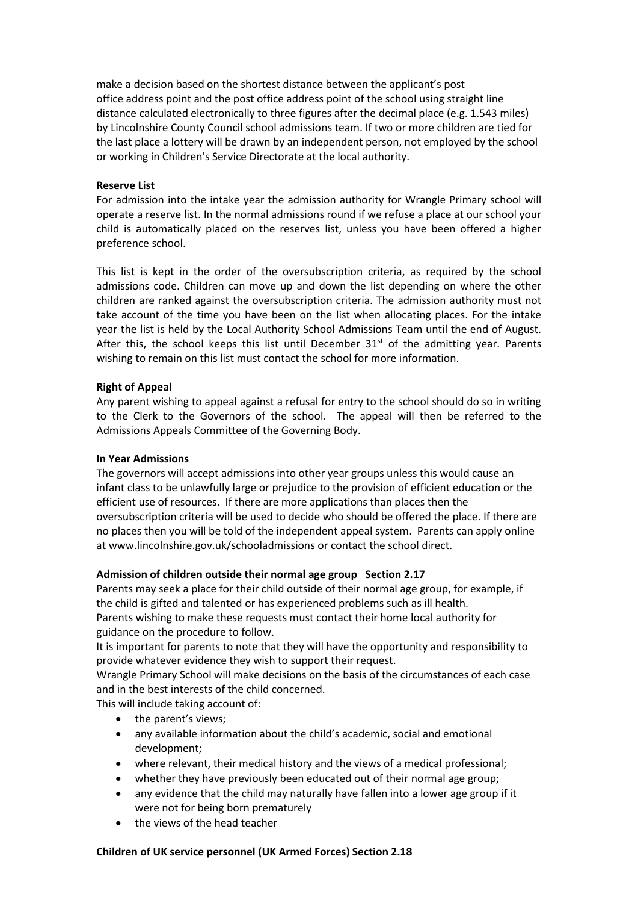make a decision based on the shortest distance between the applicant's post office address point and the post office address point of the school using straight line distance calculated electronically to three figures after the decimal place (e.g. 1.543 miles) by Lincolnshire County Council school admissions team. If two or more children are tied for the last place a lottery will be drawn by an independent person, not employed by the school or working in Children's Service Directorate at the local authority.

**Reserve List**

For admission into the intake year the admission authority for Wrangle Primary school will operate a reserve list. In the normal admissions round if we refuse a place at our school your child is automatically placed on the reserves list, unless you have been offered a higher preference school.

This list is kept in the order of the oversubscription criteria, as required by the school admissions code. Children can move up and down the list depending on where the other children are ranked against the oversubscription criteria. The admission authority must not take account of the time you have been on the list when allocating places. For the intake year the list is held by the Local Authority School Admissions Team until the end of August. After this, the school keeps this list until December 31st of the admitting year. Parents wishing to remain on this list must contact the school for more information.

**Right of Appeal**

Any parent wishing to appeal against a refusal for entry to the school should do so in writing to the Clerk to the Governors of the school. The appeal will then be referred to the Admissions Appeals Committee of the Governing Body.

**In Year Admissions**

The governors will accept admissions into other year groups unless this would cause an infant class to be unlawfully large or prejudice to the provision of efficient education or the efficient use of resources. If there are more applications than places then the oversubscription criteria will be used to decide who should be offered the place. If there are no places then you will be told of the independent appeal system. Parents can apply online at www.lincolnshire.gov.uk/schooladmissions or contact the school direct.

**Admission of children outside their normal age group Section 2.17**

Parents may seek a place for their child outside of their normal age group, for example, if the child is gifted and talented or has experienced problems such as ill health.
Parents wishing to make these requests must contact their home local authority for guidance on the procedure to follow.
It is important for parents to note that they will have the opportunity and responsibility to provide whatever evidence they wish to support their request.
Wrangle Primary School will make decisions on the basis of the circumstances of each case and in the best interests of the child concerned.
This will include taking account of:

- the parent's views;
- any available information about the child's academic, social and emotional development;
- where relevant, their medical history and the views of a medical professional;
- whether they have previously been educated out of their normal age group;
- any evidence that the child may naturally have fallen into a lower age group if it were not for being born prematurely
- the views of the head teacher

**Children of UK service personnel (UK Armed Forces) Section 2.18**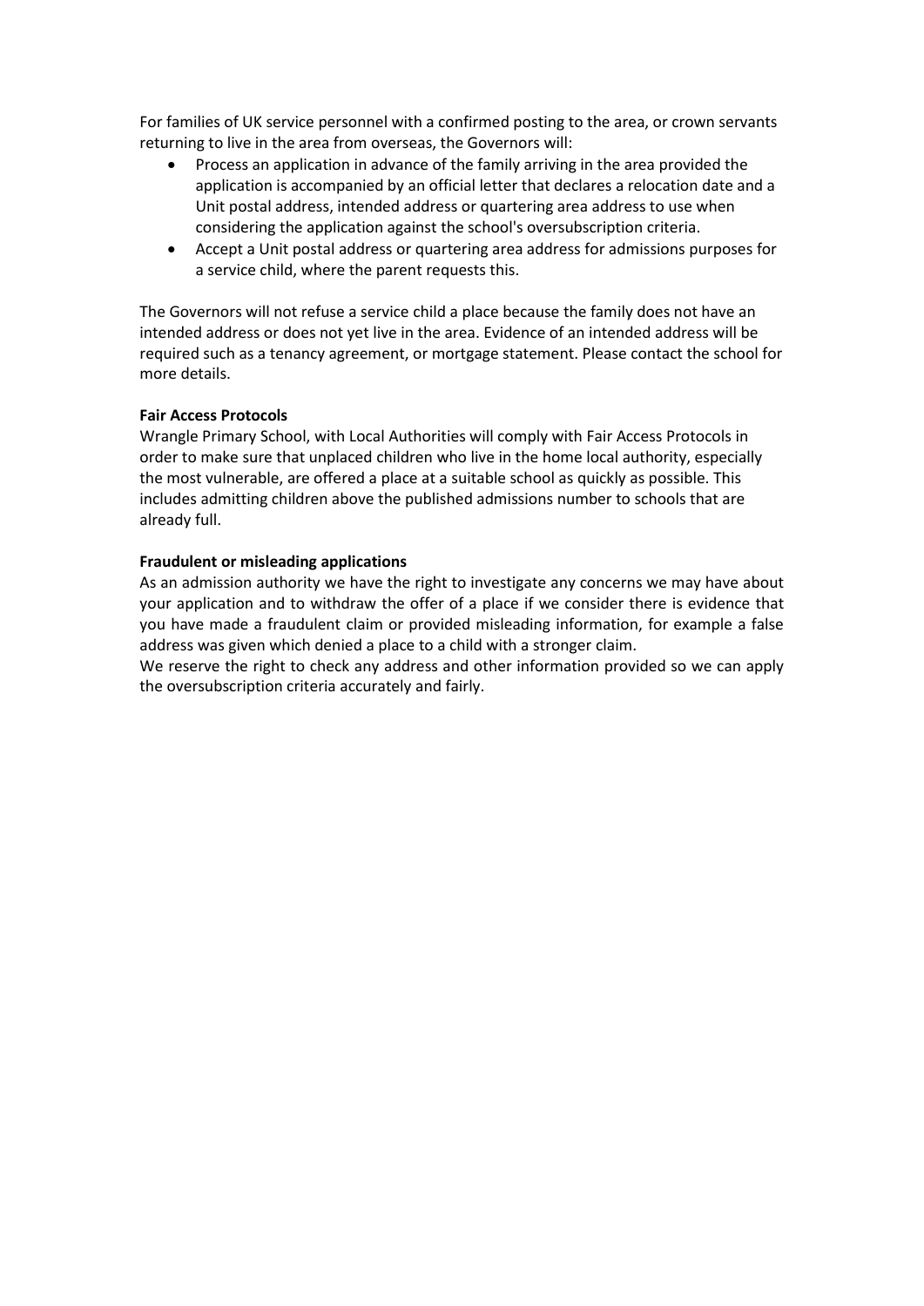For families of UK service personnel with a confirmed posting to the area, or crown servants returning to live in the area from overseas, the Governors will:

- Process an application in advance of the family arriving in the area provided the application is accompanied by an official letter that declares a relocation date and a Unit postal address, intended address or quartering area address to use when considering the application against the school's oversubscription criteria.
- Accept a Unit postal address or quartering area address for admissions purposes for a service child, where the parent requests this.

The Governors will not refuse a service child a place because the family does not have an intended address or does not yet live in the area. Evidence of an intended address will be required such as a tenancy agreement, or mortgage statement. Please contact the school for more details.

**Fair Access Protocols**

Wrangle Primary School, with Local Authorities will comply with Fair Access Protocols in order to make sure that unplaced children who live in the home local authority, especially the most vulnerable, are offered a place at a suitable school as quickly as possible. This includes admitting children above the published admissions number to schools that are already full.

**Fraudulent or misleading applications**

As an admission authority we have the right to investigate any concerns we may have about your application and to withdraw the offer of a place if we consider there is evidence that you have made a fraudulent claim or provided misleading information, for example a false address was given which denied a place to a child with a stronger claim.

We reserve the right to check any address and other information provided so we can apply the oversubscription criteria accurately and fairly.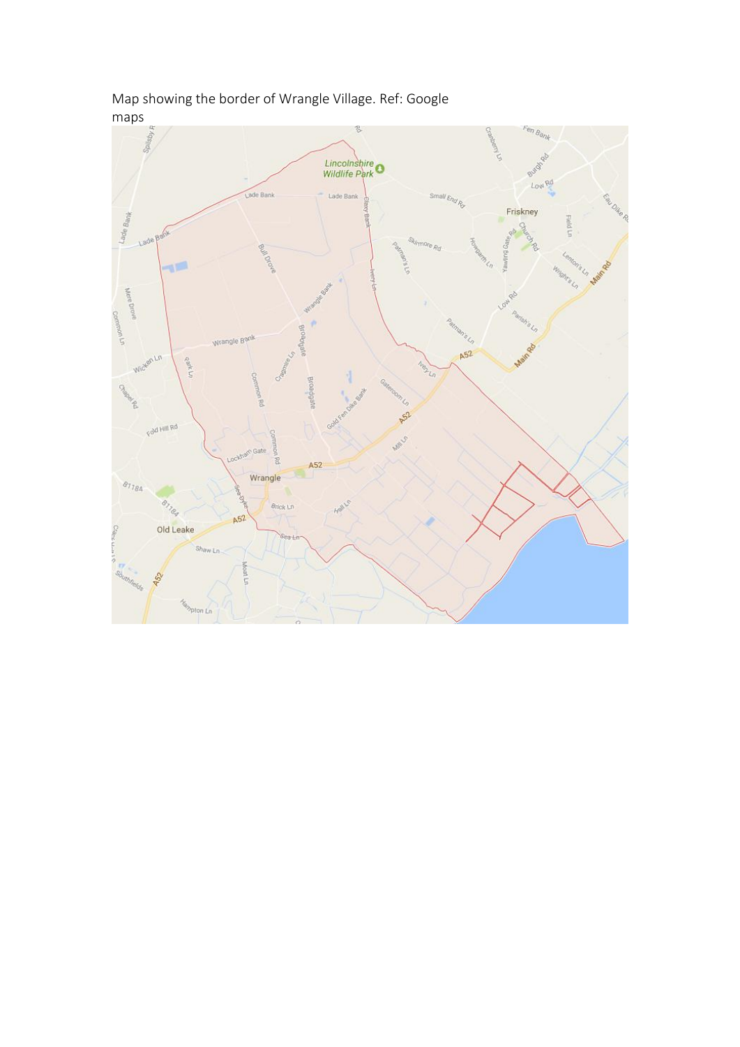Map showing the border of Wrangle Village. Ref: Google maps